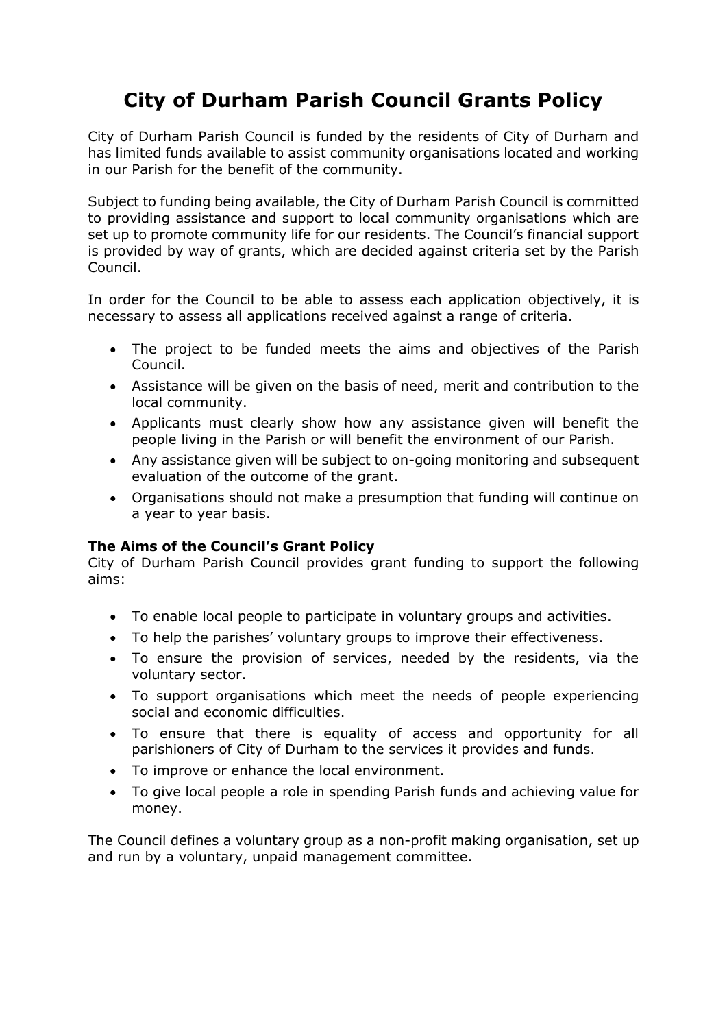# City of Durham Parish Council Grants Policy

City of Durham Parish Council is funded by the residents of City of Durham and has limited funds available to assist community organisations located and working in our Parish for the benefit of the community.

Subject to funding being available, the City of Durham Parish Council is committed to providing assistance and support to local community organisations which are set up to promote community life for our residents. The Council's financial support is provided by way of grants, which are decided against criteria set by the Parish Council.

In order for the Council to be able to assess each application objectively, it is necessary to assess all applications received against a range of criteria.

- The project to be funded meets the aims and objectives of the Parish Council.
- Assistance will be given on the basis of need, merit and contribution to the local community.
- Applicants must clearly show how any assistance given will benefit the people living in the Parish or will benefit the environment of our Parish.
- Any assistance given will be subject to on-going monitoring and subsequent evaluation of the outcome of the grant.
- Organisations should not make a presumption that funding will continue on a year to year basis.

**The Aims of the Council's Grant Policy**

City of Durham Parish Council provides grant funding to support the following aims:

- To enable local people to participate in voluntary groups and activities.
- To help the parishes' voluntary groups to improve their effectiveness.
- To ensure the provision of services, needed by the residents, via the voluntary sector.
- To support organisations which meet the needs of people experiencing social and economic difficulties.
- To ensure that there is equality of access and opportunity for all parishioners of City of Durham to the services it provides and funds.
- To improve or enhance the local environment.
- To give local people a role in spending Parish funds and achieving value for money.

The Council defines a voluntary group as a non-profit making organisation, set up and run by a voluntary, unpaid management committee.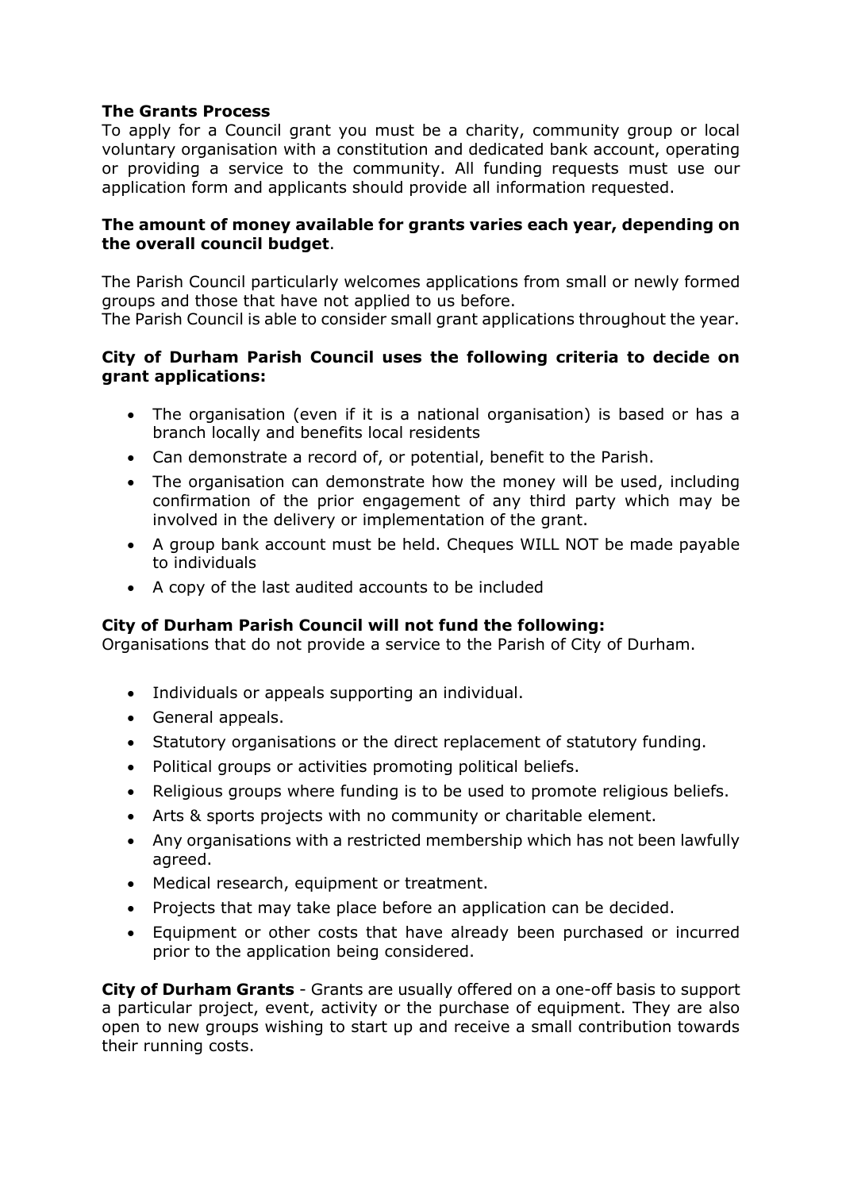**The Grants Process**

To apply for a Council grant you must be a charity, community group or local voluntary organisation with a constitution and dedicated bank account, operating or providing a service to the community. All funding requests must use our application form and applicants should provide all information requested.

**The amount of money available for grants varies each year, depending on the overall council budget**.

The Parish Council particularly welcomes applications from small or newly formed groups and those that have not applied to us before.
The Parish Council is able to consider small grant applications throughout the year.

**City of Durham Parish Council uses the following criteria to decide on grant applications:**

- The organisation (even if it is a national organisation) is based or has a branch locally and benefits local residents
- Can demonstrate a record of, or potential, benefit to the Parish.
- The organisation can demonstrate how the money will be used, including confirmation of the prior engagement of any third party which may be involved in the delivery or implementation of the grant.
- A group bank account must be held. Cheques WILL NOT be made payable to individuals
- A copy of the last audited accounts to be included

**City of Durham Parish Council will not fund the following:**
Organisations that do not provide a service to the Parish of City of Durham.

- Individuals or appeals supporting an individual.
- General appeals.
- Statutory organisations or the direct replacement of statutory funding.
- Political groups or activities promoting political beliefs.
- Religious groups where funding is to be used to promote religious beliefs.
- Arts & sports projects with no community or charitable element.
- Any organisations with a restricted membership which has not been lawfully agreed.
- Medical research, equipment or treatment.
- Projects that may take place before an application can be decided.
- Equipment or other costs that have already been purchased or incurred prior to the application being considered.

**City of Durham Grants** - Grants are usually offered on a one-off basis to support a particular project, event, activity or the purchase of equipment. They are also open to new groups wishing to start up and receive a small contribution towards their running costs.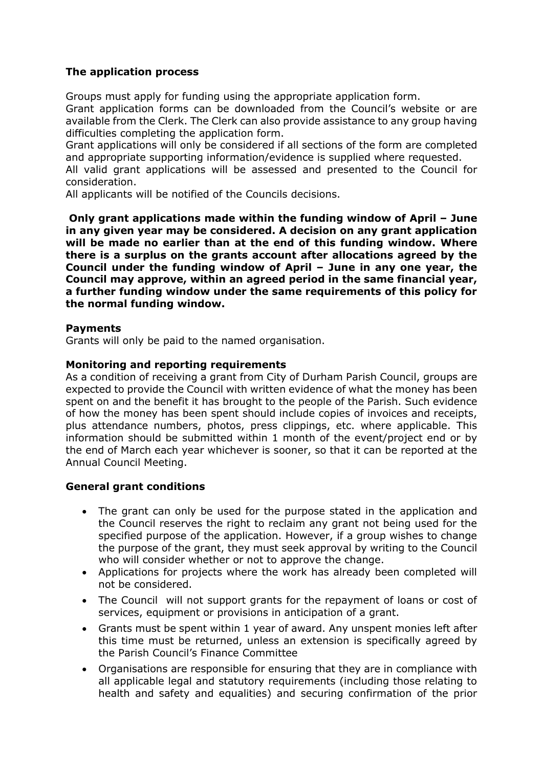**The application process**

Groups must apply for funding using the appropriate application form.

Grant application forms can be downloaded from the Council's website or are available from the Clerk. The Clerk can also provide assistance to any group having difficulties completing the application form.

Grant applications will only be considered if all sections of the form are completed and appropriate supporting information/evidence is supplied where requested.

All valid grant applications will be assessed and presented to the Council for consideration.

All applicants will be notified of the Councils decisions.

**Only grant applications made within the funding window of April – June in any given year may be considered. A decision on any grant application will be made no earlier than at the end of this funding window. Where there is a surplus on the grants account after allocations agreed by the Council under the funding window of April – June in any one year, the Council may approve, within an agreed period in the same financial year, a further funding window under the same requirements of this policy for the normal funding window.**

**Payments**

Grants will only be paid to the named organisation.

**Monitoring and reporting requirements**

As a condition of receiving a grant from City of Durham Parish Council, groups are expected to provide the Council with written evidence of what the money has been spent on and the benefit it has brought to the people of the Parish. Such evidence of how the money has been spent should include copies of invoices and receipts, plus attendance numbers, photos, press clippings, etc. where applicable. This information should be submitted within 1 month of the event/project end or by the end of March each year whichever is sooner, so that it can be reported at the Annual Council Meeting.

**General grant conditions**

- The grant can only be used for the purpose stated in the application and the Council reserves the right to reclaim any grant not being used for the specified purpose of the application. However, if a group wishes to change the purpose of the grant, they must seek approval by writing to the Council who will consider whether or not to approve the change.
- Applications for projects where the work has already been completed will not be considered.
- The Council will not support grants for the repayment of loans or cost of services, equipment or provisions in anticipation of a grant.
- Grants must be spent within 1 year of award. Any unspent monies left after this time must be returned, unless an extension is specifically agreed by the Parish Council's Finance Committee
- Organisations are responsible for ensuring that they are in compliance with all applicable legal and statutory requirements (including those relating to health and safety and equalities) and securing confirmation of the prior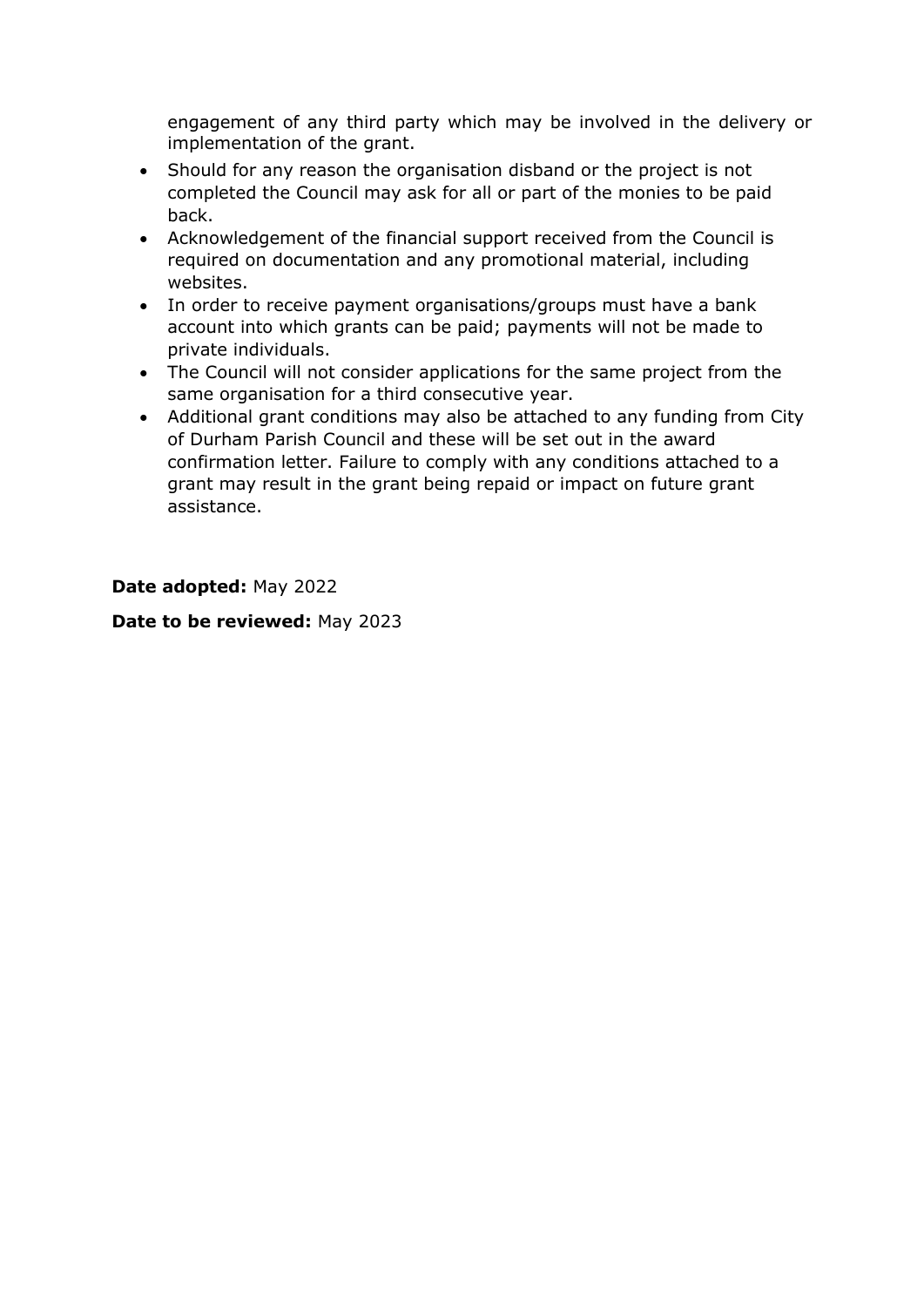engagement of any third party which may be involved in the delivery or implementation of the grant.

- Should for any reason the organisation disband or the project is not completed the Council may ask for all or part of the monies to be paid back.
- Acknowledgement of the financial support received from the Council is required on documentation and any promotional material, including websites.
- In order to receive payment organisations/groups must have a bank account into which grants can be paid; payments will not be made to private individuals.
- The Council will not consider applications for the same project from the same organisation for a third consecutive year.
- Additional grant conditions may also be attached to any funding from City of Durham Parish Council and these will be set out in the award confirmation letter. Failure to comply with any conditions attached to a grant may result in the grant being repaid or impact on future grant assistance.

**Date adopted:** May 2022

**Date to be reviewed:** May 2023